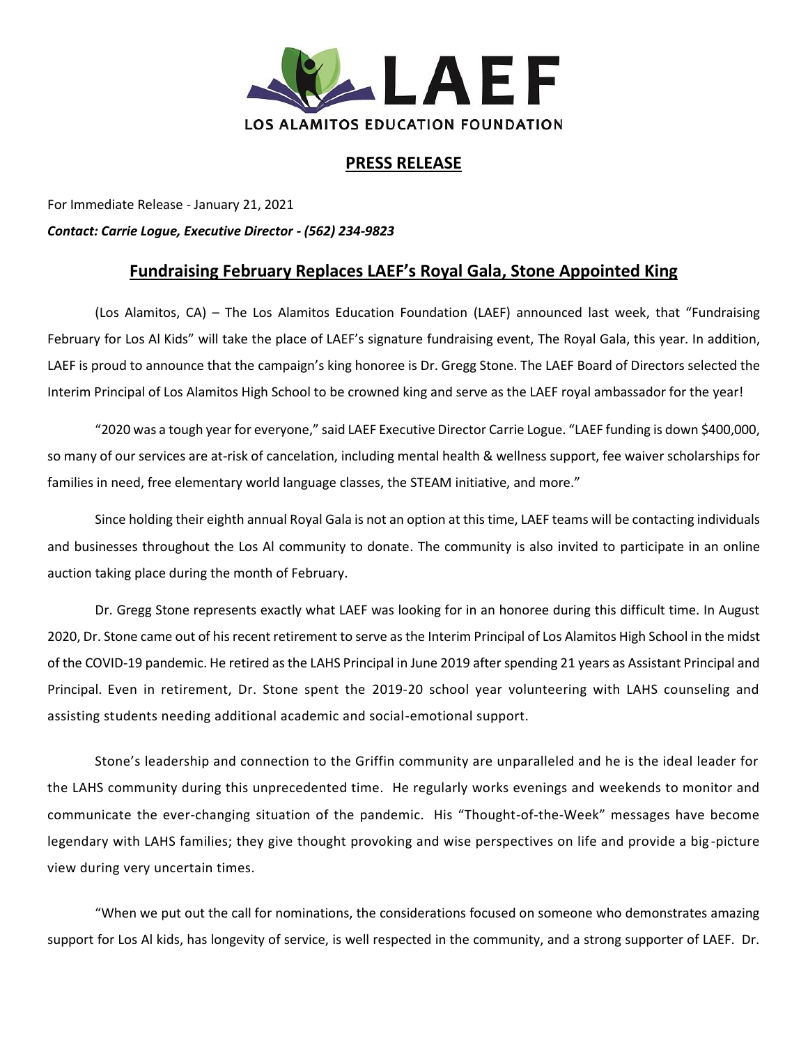LAEF

LOS ALAMITOS EDUCATION FOUNDATION

## PRESS RELEASE

For Immediate Release - January 21, 2021

***Contact: Carrie Logue, Executive Director - (562) 234-9823***

## Fundraising February Replaces LAEF's Royal Gala, Stone Appointed King

(Los Alamitos, CA) – The Los Alamitos Education Foundation (LAEF) announced last week, that "Fundraising February for Los Al Kids" will take the place of LAEF's signature fundraising event, The Royal Gala, this year. In addition, LAEF is proud to announce that the campaign's king honoree is Dr. Gregg Stone. The LAEF Board of Directors selected the Interim Principal of Los Alamitos High School to be crowned king and serve as the LAEF royal ambassador for the year!

"2020 was a tough year for everyone," said LAEF Executive Director Carrie Logue. "LAEF funding is down $400,000, so many of our services are at-risk of cancelation, including mental health & wellness support, fee waiver scholarships for families in need, free elementary world language classes, the STEAM initiative, and more."

Since holding their eighth annual Royal Gala is not an option at this time, LAEF teams will be contacting individuals and businesses throughout the Los Al community to donate. The community is also invited to participate in an online auction taking place during the month of February.

Dr. Gregg Stone represents exactly what LAEF was looking for in an honoree during this difficult time. In August 2020, Dr. Stone came out of his recent retirement to serve as the Interim Principal of Los Alamitos High School in the midst of the COVID-19 pandemic. He retired as the LAHS Principal in June 2019 after spending 21 years as Assistant Principal and Principal. Even in retirement, Dr. Stone spent the 2019-20 school year volunteering with LAHS counseling and assisting students needing additional academic and social-emotional support.

Stone's leadership and connection to the Griffin community are unparalleled and he is the ideal leader for the LAHS community during this unprecedented time. He regularly works evenings and weekends to monitor and communicate the ever-changing situation of the pandemic. His "Thought-of-the-Week" messages have become legendary with LAHS families; they give thought provoking and wise perspectives on life and provide a big-picture view during very uncertain times.

"When we put out the call for nominations, the considerations focused on someone who demonstrates amazing support for Los Al kids, has longevity of service, is well respected in the community, and a strong supporter of LAEF. Dr.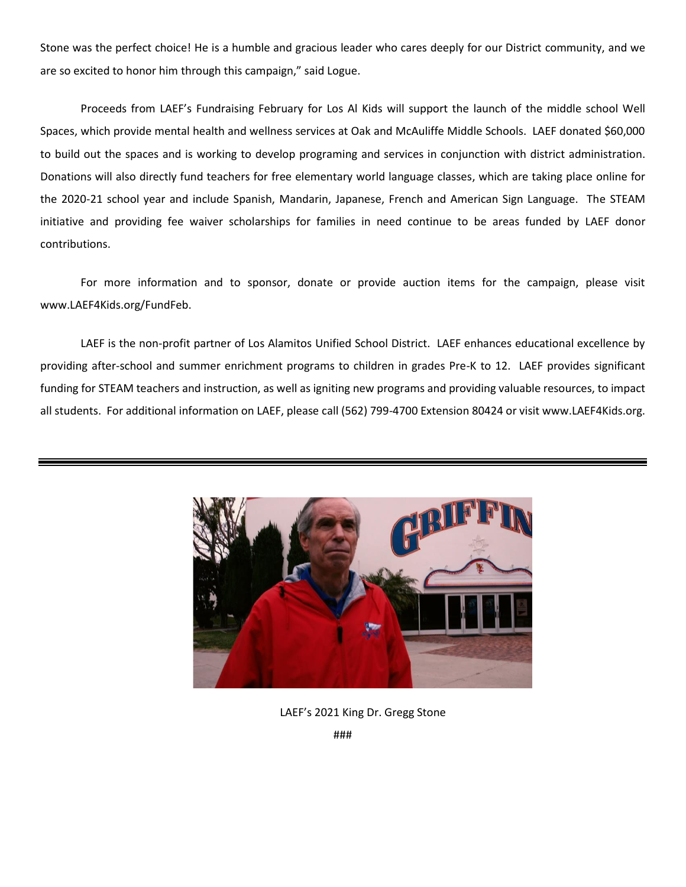Stone was the perfect choice! He is a humble and gracious leader who cares deeply for our District community, and we are so excited to honor him through this campaign," said Logue.

Proceeds from LAEF's Fundraising February for Los Al Kids will support the launch of the middle school Well Spaces, which provide mental health and wellness services at Oak and McAuliffe Middle Schools. LAEF donated $60,000 to build out the spaces and is working to develop programing and services in conjunction with district administration. Donations will also directly fund teachers for free elementary world language classes, which are taking place online for the 2020-21 school year and include Spanish, Mandarin, Japanese, French and American Sign Language. The STEAM initiative and providing fee waiver scholarships for families in need continue to be areas funded by LAEF donor contributions.

For more information and to sponsor, donate or provide auction items for the campaign, please visit www.LAEF4Kids.org/FundFeb.

LAEF is the non-profit partner of Los Alamitos Unified School District. LAEF enhances educational excellence by providing after-school and summer enrichment programs to children in grades Pre-K to 12. LAEF provides significant funding for STEAM teachers and instruction, as well as igniting new programs and providing valuable resources, to impact all students. For additional information on LAEF, please call (562) 799-4700 Extension 80424 or visit www.LAEF4Kids.org.

---

LAEF's 2021 King Dr. Gregg Stone

###